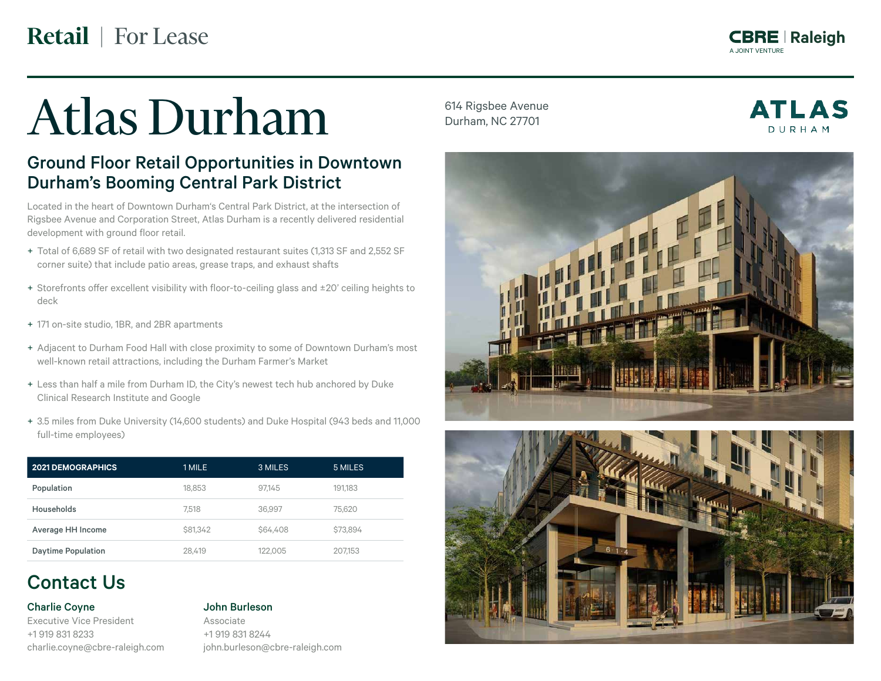Retail | For Lease

CBRE | Raleigh
A JOINT VENTURE

# Atlas Durham

614 Rigsbee Avenue
Durham, NC 27701

ATLAS DURHAM

## Ground Floor Retail Opportunities in Downtown Durham's Booming Central Park District

Located in the heart of Downtown Durham's Central Park District, at the intersection of Rigsbee Avenue and Corporation Street, Atlas Durham is a recently delivered residential development with ground floor retail.

+ Total of 6,689 SF of retail with two designated restaurant suites (1,313 SF and 2,552 SF corner suite) that include patio areas, grease traps, and exhaust shafts
+ Storefronts offer excellent visibility with floor-to-ceiling glass and ±20' ceiling heights to deck
+ 171 on-site studio, 1BR, and 2BR apartments
+ Adjacent to Durham Food Hall with close proximity to some of Downtown Durham's most well-known retail attractions, including the Durham Farmer's Market
+ Less than half a mile from Durham ID, the City's newest tech hub anchored by Duke Clinical Research Institute and Google
+ 3.5 miles from Duke University (14,600 students) and Duke Hospital (943 beds and 11,000 full-time employees)

| 2021 DEMOGRAPHICS | 1 MILE | 3 MILES | 5 MILES |
|---|---|---|---|
| Population | 18,853 | 97,145 | 191,183 |
| Households | 7,518 | 36,997 | 75,620 |
| Average HH Income | $81,342 | $64,408 | $73,894 |
| Daytime Population | 28,419 | 122,005 | 207,153 |

## Contact Us

**Charlie Coyne**
Executive Vice President
+1 919 831 8233
charlie.coyne@cbre-raleigh.com

**John Burleson**
Associate
+1 919 831 8244
john.burleson@cbre-raleigh.com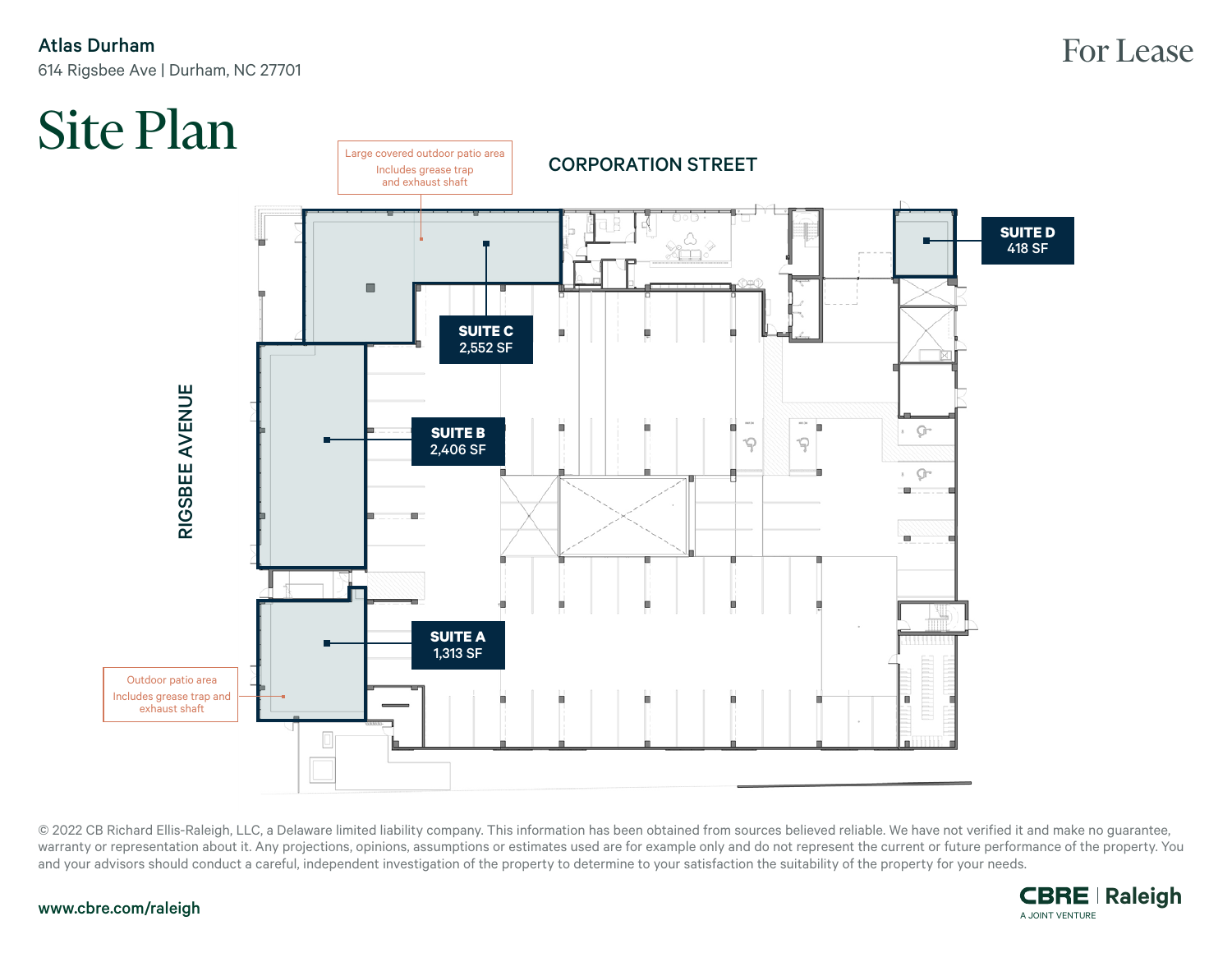Atlas Durham

614 Rigsbee Ave | Durham, NC 27701

For Lease

# Site Plan

CORPORATION STREET

RIGSBEE AVENUE

Large covered outdoor patio area
Includes grease trap and exhaust shaft

**SUITE C**
2,552 SF

**SUITE D**
418 SF

**SUITE B**
2,406 SF

**SUITE A**
1,313 SF

Outdoor patio area
Includes grease trap and exhaust shaft

© 2022 CB Richard Ellis-Raleigh, LLC, a Delaware limited liability company. This information has been obtained from sources believed reliable. We have not verified it and make no guarantee, warranty or representation about it. Any projections, opinions, assumptions or estimates used are for example only and do not represent the current or future performance of the property. You and your advisors should conduct a careful, independent investigation of the property to determine to your satisfaction the suitability of the property for your needs.

www.cbre.com/raleigh

CBRE | Raleigh
A JOINT VENTURE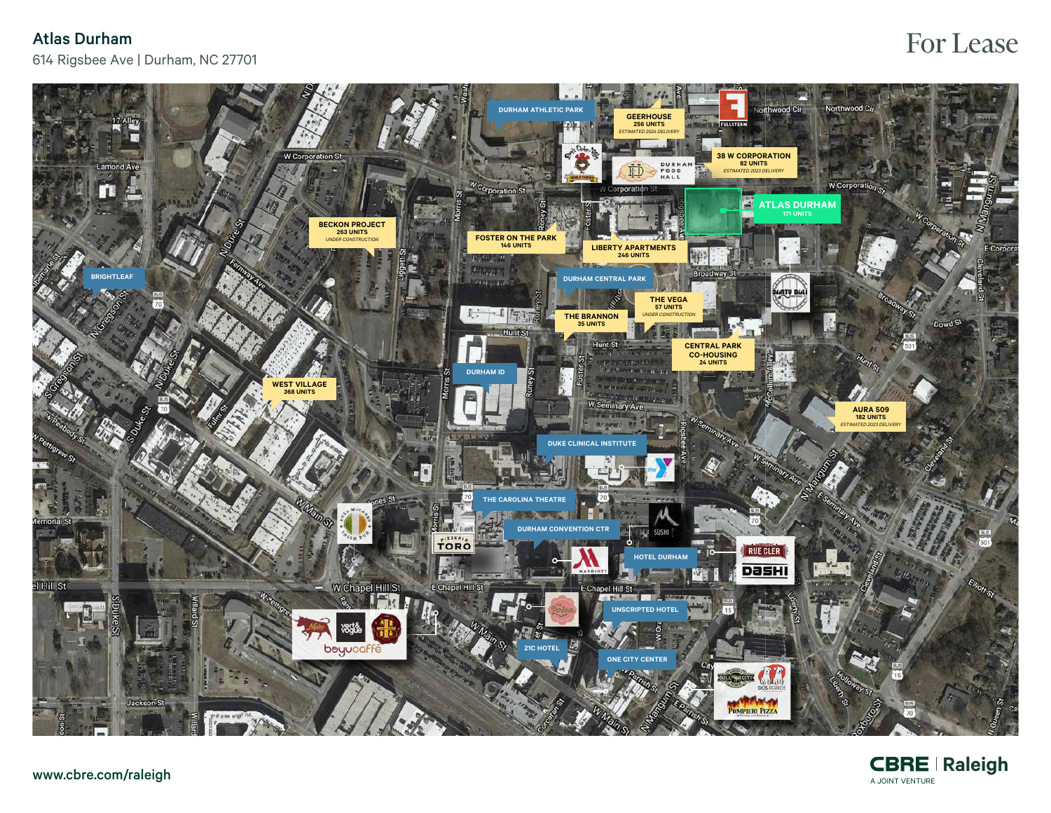# Atlas Durham

614 Rigsbee Ave | Durham, NC 27701

For Lease

DURHAM ATHLETIC PARK

GEERHOUSE
256 UNITS
ESTIMATED 2024 DELIVERY

38 W CORPORATION
82 UNITS
ESTIMATED 2023 DELIVERY

ATLAS DURHAM
171 UNITS

BECKON PROJECT
263 UNITS
UNDER CONSTRUCTION

FOSTER ON THE PARK
146 UNITS

LIBERTY APARTMENTS
246 UNITS

BRIGHTLEAF

DURHAM CENTRAL PARK

THE VEGA
57 UNITS
UNDER CONSTRUCTION

THE BRANNON
35 UNITS

CENTRAL PARK CO-HOUSING
24 UNITS

DURHAM ID

WEST VILLAGE
368 UNITS

AURA 509
182 UNITS
ESTIMATED 2023 DELIVERY

DUKE CLINICAL INSTITUTE

THE CAROLINA THEATRE

DURHAM CONVENTION CTR

HOTEL DURHAM

UNSCRIPTED HOTEL

21C HOTEL

ONE CITY CENTER

www.cbre.com/raleigh

CBRE | Raleigh
A JOINT VENTURE